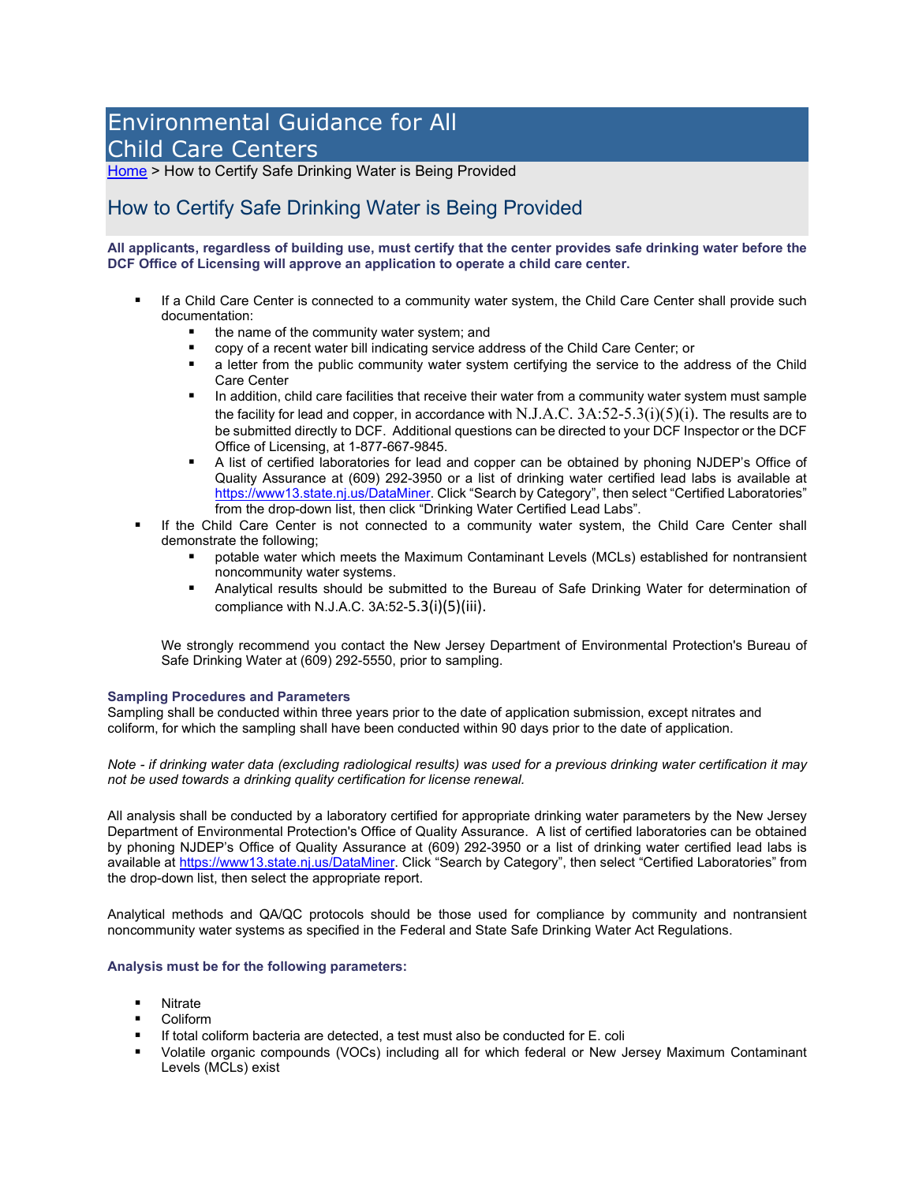# Environmental Guidance for All Child Care Centers

[Home](Home) > How to Certify Safe Drinking Water is Being Provided

## How to Certify Safe Drinking Water is Being Provided

**All applicants, regardless of building use, must certify that the center provides safe drinking water before the DCF Office of Licensing will approve an application to operate a child care center.**

- If a Child Care Center is connected to a community water system, the Child Care Center shall provide such documentation:
  - the name of the community water system; and
  - copy of a recent water bill indicating service address of the Child Care Center; or
  - a letter from the public community water system certifying the service to the address of the Child Care Center
  - In addition, child care facilities that receive their water from a community water system must sample the facility for lead and copper, in accordance with N.J.A.C. 3A:52-5.3(i)(5)(i). The results are to be submitted directly to DCF. Additional questions can be directed to your DCF Inspector or the DCF Office of Licensing, at 1-877-667-9845.
  - A list of certified laboratories for lead and copper can be obtained by phoning NJDEP's Office of Quality Assurance at (609) 292-3950 or a list of drinking water certified lead labs is available at [https://www13.state.nj.us/DataMiner](https://www13.state.nj.us/DataMiner). Click "Search by Category", then select "Certified Laboratories" from the drop-down list, then click "Drinking Water Certified Lead Labs".
- If the Child Care Center is not connected to a community water system, the Child Care Center shall demonstrate the following;
  - potable water which meets the Maximum Contaminant Levels (MCLs) established for nontransient noncommunity water systems.
  - Analytical results should be submitted to the Bureau of Safe Drinking Water for determination of compliance with N.J.A.C. 3A:52-5.3(i)(5)(iii).

  We strongly recommend you contact the New Jersey Department of Environmental Protection's Bureau of Safe Drinking Water at (609) 292-5550, prior to sampling.

### Sampling Procedures and Parameters

Sampling shall be conducted within three years prior to the date of application submission, except nitrates and coliform, for which the sampling shall have been conducted within 90 days prior to the date of application.

*Note - if drinking water data (excluding radiological results) was used for a previous drinking water certification it may not be used towards a drinking quality certification for license renewal.*

All analysis shall be conducted by a laboratory certified for appropriate drinking water parameters by the New Jersey Department of Environmental Protection's Office of Quality Assurance. A list of certified laboratories can be obtained by phoning NJDEP's Office of Quality Assurance at (609) 292-3950 or a list of drinking water certified lead labs is available at [https://www13.state.nj.us/DataMiner](https://www13.state.nj.us/DataMiner). Click "Search by Category", then select "Certified Laboratories" from the drop-down list, then select the appropriate report.

Analytical methods and QA/QC protocols should be those used for compliance by community and nontransient noncommunity water systems as specified in the Federal and State Safe Drinking Water Act Regulations.

### Analysis must be for the following parameters:

- Nitrate
- Coliform
- If total coliform bacteria are detected, a test must also be conducted for E. coli
- Volatile organic compounds (VOCs) including all for which federal or New Jersey Maximum Contaminant Levels (MCLs) exist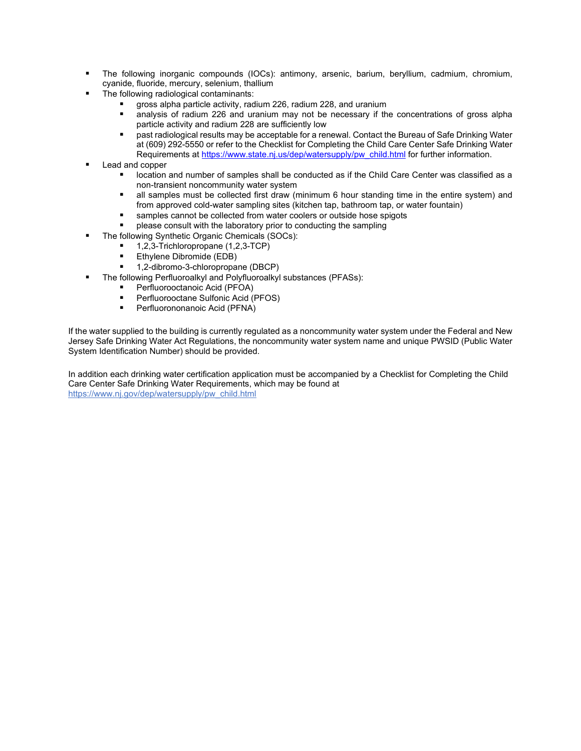- The following inorganic compounds (IOCs): antimony, arsenic, barium, beryllium, cadmium, chromium, cyanide, fluoride, mercury, selenium, thallium
- The following radiological contaminants:
  - gross alpha particle activity, radium 226, radium 228, and uranium
  - analysis of radium 226 and uranium may not be necessary if the concentrations of gross alpha particle activity and radium 228 are sufficiently low
  - past radiological results may be acceptable for a renewal. Contact the Bureau of Safe Drinking Water at (609) 292-5550 or refer to the Checklist for Completing the Child Care Center Safe Drinking Water Requirements at https://www.state.nj.us/dep/watersupply/pw_child.html for further information.
- Lead and copper
  - location and number of samples shall be conducted as if the Child Care Center was classified as a non-transient noncommunity water system
  - all samples must be collected first draw (minimum 6 hour standing time in the entire system) and from approved cold-water sampling sites (kitchen tap, bathroom tap, or water fountain)
  - samples cannot be collected from water coolers or outside hose spigots
  - please consult with the laboratory prior to conducting the sampling
- The following Synthetic Organic Chemicals (SOCs):
  - 1,2,3-Trichloropropane (1,2,3-TCP)
  - Ethylene Dibromide (EDB)
  - 1,2-dibromo-3-chloropropane (DBCP)
- The following Perfluoroalkyl and Polyfluoroalkyl substances (PFASs):
  - Perfluorooctanoic Acid (PFOA)
  - Perfluorooctane Sulfonic Acid (PFOS)
  - Perfluorononanoic Acid (PFNA)

If the water supplied to the building is currently regulated as a noncommunity water system under the Federal and New Jersey Safe Drinking Water Act Regulations, the noncommunity water system name and unique PWSID (Public Water System Identification Number) should be provided.

In addition each drinking water certification application must be accompanied by a Checklist for Completing the Child Care Center Safe Drinking Water Requirements, which may be found at https://www.nj.gov/dep/watersupply/pw_child.html